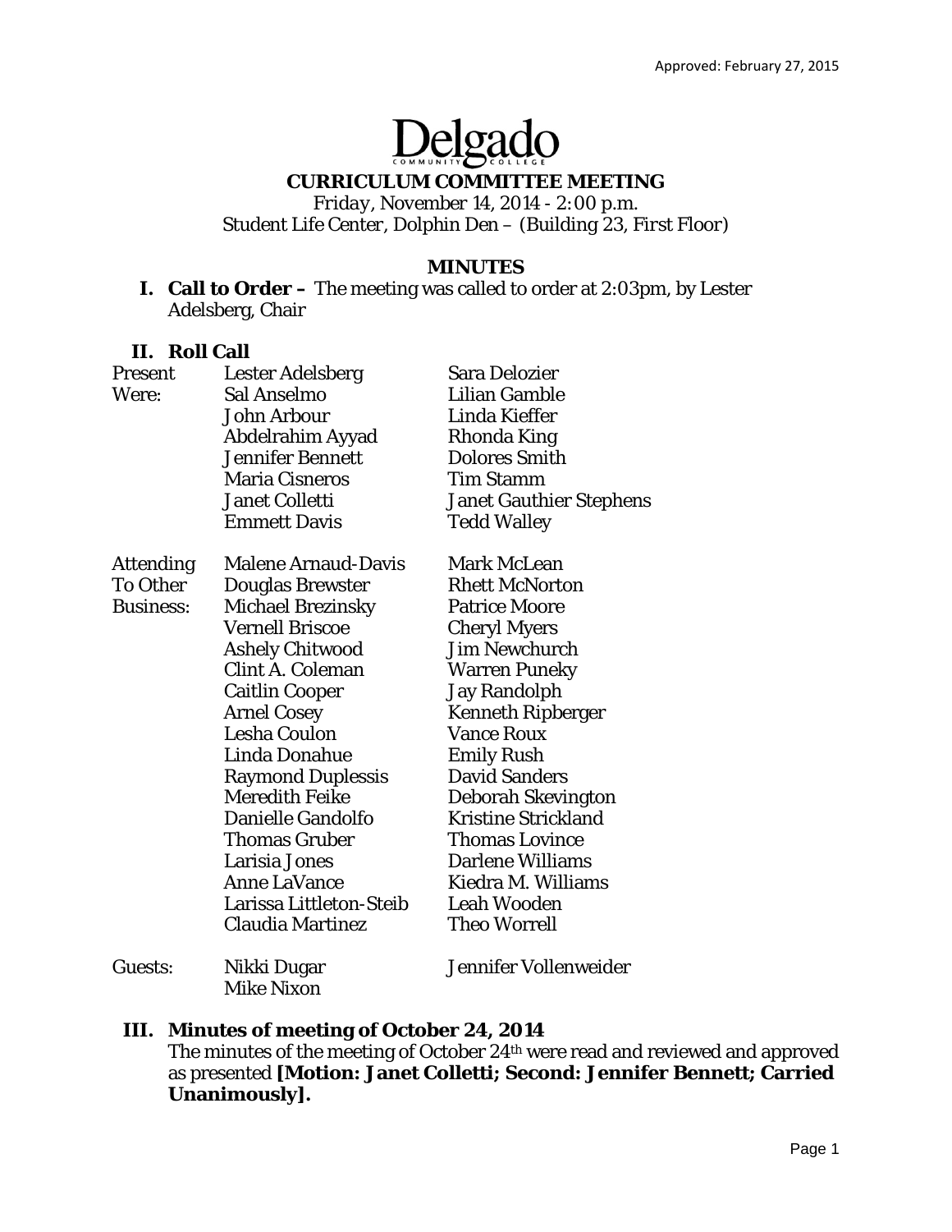Approved: February 27, 2015

Delgado Community College

**CURRICULUM COMMITTEE MEETING**

Friday, November 14, 2014 - 2:00 p.m.
Student Life Center, Dolphin Den – (Building 23, First Floor)

## MINUTES

**I. Call to Order –** The meeting was called to order at 2:03pm, by Lester Adelsberg, Chair

**II. Roll Call**

| | | |
|---|---|---|
| Present Were: | Lester Adelsberg | Sara Delozier |
| | Sal Anselmo | Lilian Gamble |
| | John Arbour | Linda Kieffer |
| | Abdelrahim Ayyad | Rhonda King |
| | Jennifer Bennett | Dolores Smith |
| | Maria Cisneros | Tim Stamm |
| | Janet Colletti | Janet Gauthier Stephens |
| | Emmett Davis | Tedd Walley |
| Attending To Other Business: | Malene Arnaud-Davis | Mark McLean |
| | Douglas Brewster | Rhett McNorton |
| | Michael Brezinsky | Patrice Moore |
| | Vernell Briscoe | Cheryl Myers |
| | Ashely Chitwood | Jim Newchurch |
| | Clint A. Coleman | Warren Puneky |
| | Caitlin Cooper | Jay Randolph |
| | Arnel Cosey | Kenneth Ripberger |
| | Lesha Coulon | Vance Roux |
| | Linda Donahue | Emily Rush |
| | Raymond Duplessis | David Sanders |
| | Meredith Feike | Deborah Skevington |
| | Danielle Gandolfo | Kristine Strickland |
| | Thomas Gruber | Thomas Lovince |
| | Larisia Jones | Darlene Williams |
| | Anne LaVance | Kiedra M. Williams |
| | Larissa Littleton-Steib | Leah Wooden |
| | Claudia Martinez | Theo Worrell |
| Guests: | Nikki Dugar | Jennifer Vollenweider |
| | Mike Nixon | |

**III. Minutes of meeting of October 24, 2014**

The minutes of the meeting of October 24th were read and reviewed and approved as presented **[Motion: Janet Colletti; Second: Jennifer Bennett; Carried Unanimously].**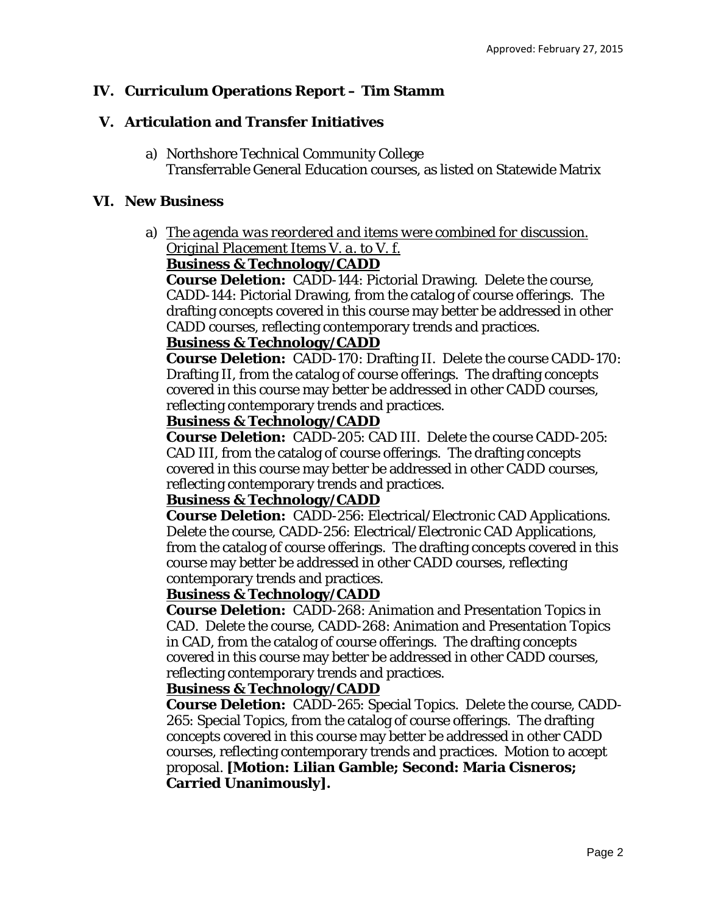## IV. Curriculum Operations Report – Tim Stamm

## V. Articulation and Transfer Initiatives

a) Northshore Technical Community College
Transferrable General Education courses, as listed on Statewide Matrix

## VI. New Business

a) *The agenda was reordered and items were combined for discussion. Original Placement Items V. a. to V. f.*

**Business & Technology/CADD**

**Course Deletion:** CADD-144: Pictorial Drawing. Delete the course, CADD-144: Pictorial Drawing, from the catalog of course offerings. The drafting concepts covered in this course may better be addressed in other CADD courses, reflecting contemporary trends and practices.

**Business & Technology/CADD**

**Course Deletion:** CADD-170: Drafting II. Delete the course CADD-170: Drafting II, from the catalog of course offerings. The drafting concepts covered in this course may better be addressed in other CADD courses, reflecting contemporary trends and practices.

**Business & Technology/CADD**

**Course Deletion:** CADD-205: CAD III. Delete the course CADD-205: CAD III, from the catalog of course offerings. The drafting concepts covered in this course may better be addressed in other CADD courses, reflecting contemporary trends and practices.

**Business & Technology/CADD**

**Course Deletion:** CADD-256: Electrical/Electronic CAD Applications. Delete the course, CADD-256: Electrical/Electronic CAD Applications, from the catalog of course offerings. The drafting concepts covered in this course may better be addressed in other CADD courses, reflecting contemporary trends and practices.

**Business & Technology/CADD**

**Course Deletion:** CADD-268: Animation and Presentation Topics in CAD. Delete the course, CADD-268: Animation and Presentation Topics in CAD, from the catalog of course offerings. The drafting concepts covered in this course may better be addressed in other CADD courses, reflecting contemporary trends and practices.

**Business & Technology/CADD**

**Course Deletion:** CADD-265: Special Topics. Delete the course, CADD-265: Special Topics, from the catalog of course offerings. The drafting concepts covered in this course may better be addressed in other CADD courses, reflecting contemporary trends and practices. Motion to accept proposal. **[Motion: Lilian Gamble; Second: Maria Cisneros; Carried Unanimously].**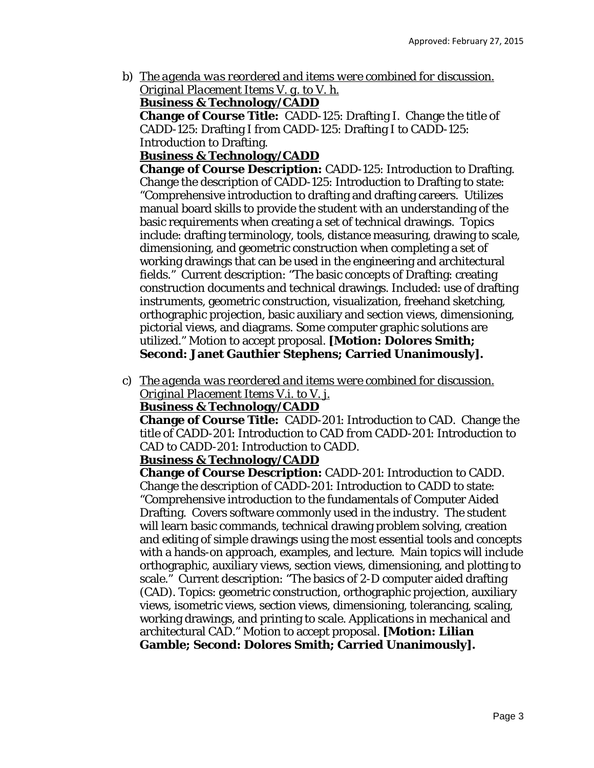b) *The agenda was reordered and items were combined for discussion. Original Placement Items V. g. to V. h.*
**Business & Technology/CADD**
**Change of Course Title:** CADD-125: Drafting I. Change the title of CADD-125: Drafting I *from* CADD-125: Drafting I to CADD-125: Introduction to Drafting.
**Business & Technology/CADD**
**Change of Course Description:** CADD-125: Introduction to Drafting. Change the description of CADD-125: Introduction to Drafting to state: "Comprehensive introduction to drafting and drafting careers. Utilizes manual board skills to provide the student with an understanding of the basic requirements when creating a set of technical drawings. Topics include: drafting terminology, tools, distance measuring, drawing to scale, dimensioning, and geometric construction when completing a set of working drawings that can be used in the engineering and architectural fields." Current description: "The basic concepts of Drafting: creating construction documents and technical drawings. Included: use of drafting instruments, geometric construction, visualization, freehand sketching, orthographic projection, basic auxiliary and section views, dimensioning, pictorial views, and diagrams. Some computer graphic solutions are utilized." Motion to accept proposal. **[Motion: Dolores Smith; Second: Janet Gauthier Stephens; Carried Unanimously].**

c) *The agenda was reordered and items were combined for discussion. Original Placement Items V.i. to V. j.*
**Business & Technology/CADD**
**Change of Course Title:** CADD-201: Introduction to CAD. Change the title of CADD-201: Introduction to CAD *from* CADD-201: Introduction to CAD to CADD-201: Introduction to CADD.
**Business & Technology/CADD**
**Change of Course Description:** CADD-201: Introduction to CADD. Change the description of CADD-201: Introduction to CADD to state: "Comprehensive introduction to the fundamentals of Computer Aided Drafting. Covers software commonly used in the industry. The student will learn basic commands, technical drawing problem solving, creation and editing of simple drawings using the most essential tools and concepts with a hands-on approach, examples, and lecture. Main topics will include orthographic, auxiliary views, section views, dimensioning, and plotting to scale." Current description: "The basics of 2-D computer aided drafting (CAD). Topics: geometric construction, orthographic projection, auxiliary views, isometric views, section views, dimensioning, tolerancing, scaling, working drawings, and printing to scale. Applications in mechanical and architectural CAD." Motion to accept proposal. **[Motion: Lilian Gamble; Second: Dolores Smith; Carried Unanimously].**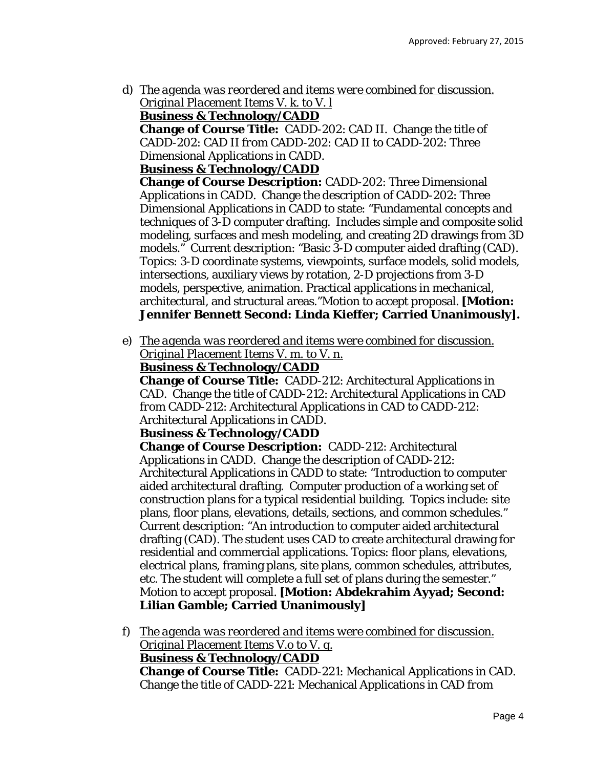d) *The agenda was reordered and items were combined for discussion. Original Placement Items V. k. to V. l*
**Business & Technology/CADD**
**Change of Course Title:** CADD-202: CAD II. Change the title of CADD-202: CAD II *from* CADD-202: CAD II *to* CADD-202: Three Dimensional Applications in CADD.
**Business & Technology/CADD**
**Change of Course Description:** CADD-202: Three Dimensional Applications in CADD. Change the description of CADD-202: Three Dimensional Applications in CADD to state: "Fundamental concepts and techniques of 3-D computer drafting. Includes simple and composite solid modeling, surfaces and mesh modeling, and creating 2D drawings from 3D models." Current description: "Basic 3-D computer aided drafting (CAD). Topics: 3-D coordinate systems, viewpoints, surface models, solid models, intersections, auxiliary views by rotation, 2-D projections from 3-D models, perspective, animation. Practical applications in mechanical, architectural, and structural areas."Motion to accept proposal. **[Motion: Jennifer Bennett Second: Linda Kieffer; Carried Unanimously].**

e) *The agenda was reordered and items were combined for discussion. Original Placement Items V. m. to V. n.*
**Business & Technology/CADD**
**Change of Course Title:** CADD-212: Architectural Applications in CAD. Change the title of CADD-212: Architectural Applications in CAD *from* CADD-212: Architectural Applications in CAD *to* CADD-212: Architectural Applications in CADD.
**Business & Technology/CADD**
**Change of Course Description:** CADD-212: Architectural Applications in CADD. Change the description of CADD-212: Architectural Applications in CADD to state: "Introduction to computer aided architectural drafting. Computer production of a working set of construction plans for a typical residential building. Topics include: site plans, floor plans, elevations, details, sections, and common schedules." Current description: "An introduction to computer aided architectural drafting (CAD). The student uses CAD to create architectural drawing for residential and commercial applications. Topics: floor plans, elevations, electrical plans, framing plans, site plans, common schedules, attributes, etc. The student will complete a full set of plans during the semester." Motion to accept proposal. **[Motion: Abdekrahim Ayyad; Second: Lilian Gamble; Carried Unanimously]**

f) *The agenda was reordered and items were combined for discussion. Original Placement Items V.o to V. q.*
**Business & Technology/CADD**
**Change of Course Title:** CADD-221: Mechanical Applications in CAD. Change the title of CADD-221: Mechanical Applications in CAD *from*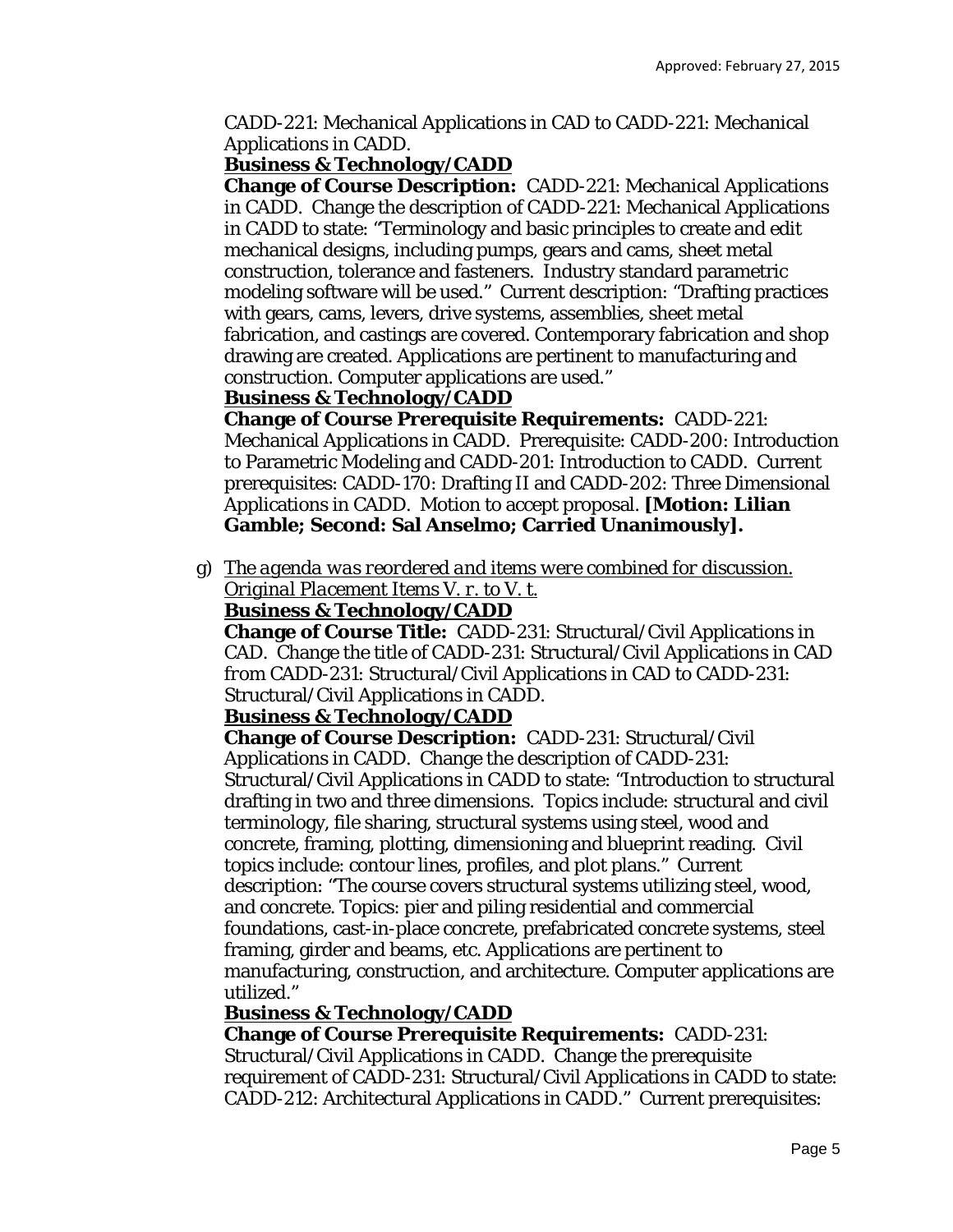CADD-221: Mechanical Applications in CAD to CADD-221: Mechanical Applications in CADD.

**Business & Technology/CADD**

**Change of Course Description:** CADD-221: Mechanical Applications in CADD. Change the description of CADD-221: Mechanical Applications in CADD to state: "Terminology and basic principles to create and edit mechanical designs, including pumps, gears and cams, sheet metal construction, tolerance and fasteners. Industry standard parametric modeling software will be used." Current description: "Drafting practices with gears, cams, levers, drive systems, assemblies, sheet metal fabrication, and castings are covered. Contemporary fabrication and shop drawing are created. Applications are pertinent to manufacturing and construction. Computer applications are used."

**Business & Technology/CADD**

**Change of Course Prerequisite Requirements:** CADD-221: Mechanical Applications in CADD. Prerequisite: CADD-200: Introduction to Parametric Modeling and CADD-201: Introduction to CADD. Current prerequisites: CADD-170: Drafting II and CADD-202: Three Dimensional Applications in CADD. Motion to accept proposal. **[Motion: Lilian Gamble; Second: Sal Anselmo; Carried Unanimously].**

g) *The agenda was reordered and items were combined for discussion. Original Placement Items V. r. to V. t.*

**Business & Technology/CADD**

**Change of Course Title:** CADD-231: Structural/Civil Applications in CAD. Change the title of CADD-231: Structural/Civil Applications in CAD from CADD-231: Structural/Civil Applications in CAD to CADD-231: Structural/Civil Applications in CADD.

**Business & Technology/CADD**

**Change of Course Description:** CADD-231: Structural/Civil Applications in CADD. Change the description of CADD-231: Structural/Civil Applications in CADD to state: "Introduction to structural drafting in two and three dimensions. Topics include: structural and civil terminology, file sharing, structural systems using steel, wood and concrete, framing, plotting, dimensioning and blueprint reading. Civil topics include: contour lines, profiles, and plot plans." Current description: "The course covers structural systems utilizing steel, wood, and concrete. Topics: pier and piling residential and commercial foundations, cast-in-place concrete, prefabricated concrete systems, steel framing, girder and beams, etc. Applications are pertinent to manufacturing, construction, and architecture. Computer applications are utilized."

**Business & Technology/CADD**

**Change of Course Prerequisite Requirements:** CADD-231: Structural/Civil Applications in CADD. Change the prerequisite requirement of CADD-231: Structural/Civil Applications in CADD to state: CADD-212: Architectural Applications in CADD." Current prerequisites: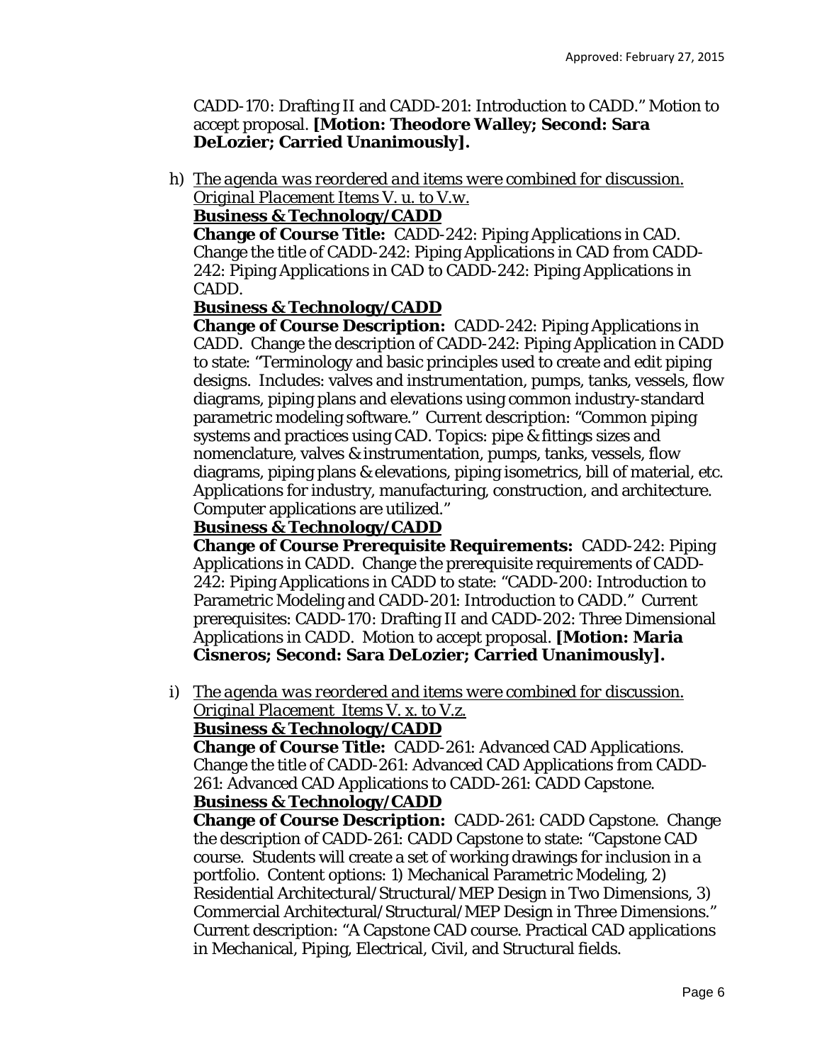CADD-170: Drafting II and CADD-201: Introduction to CADD." Motion to accept proposal. **[Motion: Theodore Walley; Second: Sara DeLozier; Carried Unanimously].**

h) <u>*The agenda was reordered and items were combined for discussion. Original Placement Items V. u. to V.w.*</u>
<u>**Business & Technology/CADD**</u>
**Change of Course Title:** CADD-242: Piping Applications in CAD. Change the title of CADD-242: Piping Applications in CAD from CADD-242: Piping Applications in CAD to CADD-242: Piping Applications in CADD.
<u>**Business & Technology/CADD**</u>
**Change of Course Description:** CADD-242: Piping Applications in CADD. Change the description of CADD-242: Piping Application in CADD to state: "Terminology and basic principles used to create and edit piping designs. Includes: valves and instrumentation, pumps, tanks, vessels, flow diagrams, piping plans and elevations using common industry-standard parametric modeling software." Current description: "Common piping systems and practices using CAD. Topics: pipe & fittings sizes and nomenclature, valves & instrumentation, pumps, tanks, vessels, flow diagrams, piping plans & elevations, piping isometrics, bill of material, etc. Applications for industry, manufacturing, construction, and architecture. Computer applications are utilized."
<u>**Business & Technology/CADD**</u>
**Change of Course Prerequisite Requirements:** CADD-242: Piping Applications in CADD. Change the prerequisite requirements of CADD-242: Piping Applications in CADD to state: "CADD-200: Introduction to Parametric Modeling and CADD-201: Introduction to CADD." Current prerequisites: CADD-170: Drafting II and CADD-202: Three Dimensional Applications in CADD. Motion to accept proposal. **[Motion: Maria Cisneros; Second: Sara DeLozier; Carried Unanimously].**

i) <u>*The agenda was reordered and items were combined for discussion. Original Placement Items V. x. to V.z.*</u>
<u>**Business & Technology/CADD**</u>
**Change of Course Title:** CADD-261: Advanced CAD Applications. Change the title of CADD-261: Advanced CAD Applications from CADD-261: Advanced CAD Applications to CADD-261: CADD Capstone.
<u>**Business & Technology/CADD**</u>
**Change of Course Description:** CADD-261: CADD Capstone. Change the description of CADD-261: CADD Capstone to state: "Capstone CAD course. Students will create a set of working drawings for inclusion in a portfolio. Content options: 1) Mechanical Parametric Modeling, 2) Residential Architectural/Structural/MEP Design in Two Dimensions, 3) Commercial Architectural/Structural/MEP Design in Three Dimensions." Current description: "A Capstone CAD course. Practical CAD applications in Mechanical, Piping, Electrical, Civil, and Structural fields.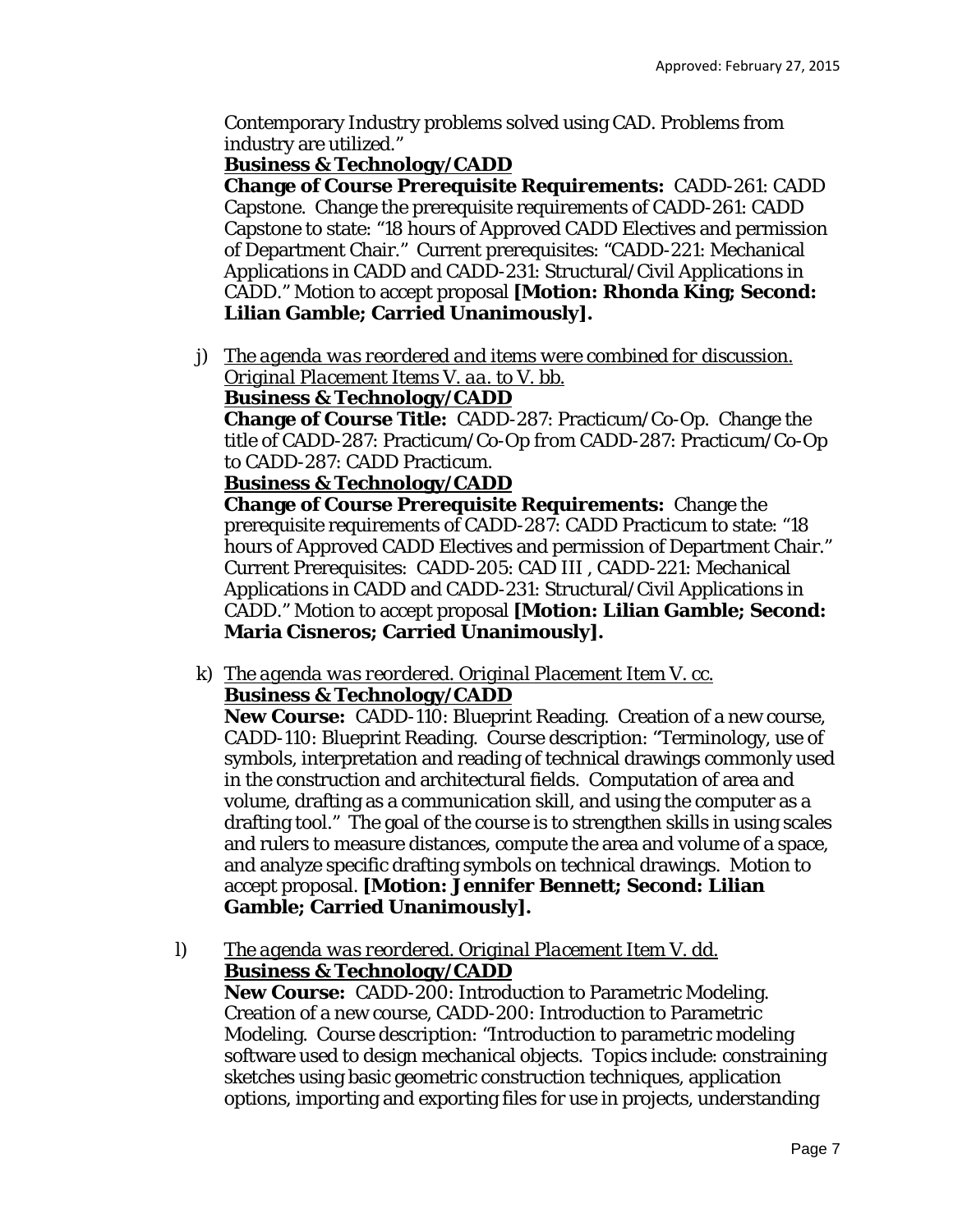Contemporary Industry problems solved using CAD. Problems from industry are utilized."

**Business & Technology/CADD**

**Change of Course Prerequisite Requirements:** CADD-261: CADD Capstone. Change the prerequisite requirements of CADD-261: CADD Capstone to state: "18 hours of Approved CADD Electives and permission of Department Chair." Current prerequisites: "CADD-221: Mechanical Applications in CADD and CADD-231: Structural/Civil Applications in CADD." Motion to accept proposal **[Motion: Rhonda King; Second: Lilian Gamble; Carried Unanimously].**

j) *The agenda was reordered and items were combined for discussion. Original Placement Items V. aa. to V. bb.*

**Business & Technology/CADD**

**Change of Course Title:** CADD-287: Practicum/Co-Op. Change the title of CADD-287: Practicum/Co-Op from CADD-287: Practicum/Co-Op to CADD-287: CADD Practicum.

**Business & Technology/CADD**

**Change of Course Prerequisite Requirements:** Change the prerequisite requirements of CADD-287: CADD Practicum to state: "18 hours of Approved CADD Electives and permission of Department Chair." Current Prerequisites: CADD-205: CAD III , CADD-221: Mechanical Applications in CADD and CADD-231: Structural/Civil Applications in CADD." Motion to accept proposal **[Motion: Lilian Gamble; Second: Maria Cisneros; Carried Unanimously].**

k) *The agenda was reordered. Original Placement Item V. cc.*

**Business & Technology/CADD**

**New Course:** CADD-110: Blueprint Reading. Creation of a new course, CADD-110: Blueprint Reading. Course description: "Terminology, use of symbols, interpretation and reading of technical drawings commonly used in the construction and architectural fields. Computation of area and volume, drafting as a communication skill, and using the computer as a drafting tool." The goal of the course is to strengthen skills in using scales and rulers to measure distances, compute the area and volume of a space, and analyze specific drafting symbols on technical drawings. Motion to accept proposal. **[Motion: Jennifer Bennett; Second: Lilian Gamble; Carried Unanimously].**

l) *The agenda was reordered. Original Placement Item V. dd.*

**Business & Technology/CADD**

**New Course:** CADD-200: Introduction to Parametric Modeling. Creation of a new course, CADD-200: Introduction to Parametric Modeling. Course description: "Introduction to parametric modeling software used to design mechanical objects. Topics include: constraining sketches using basic geometric construction techniques, application options, importing and exporting files for use in projects, understanding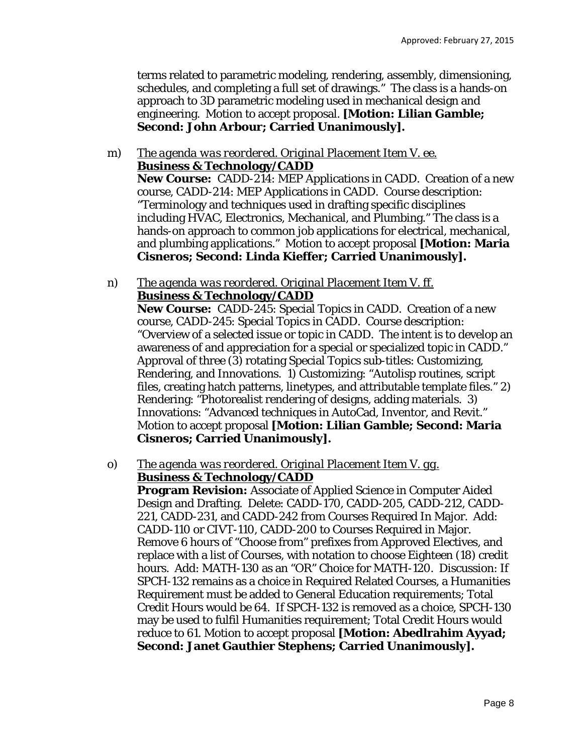terms related to parametric modeling, rendering, assembly, dimensioning, schedules, and completing a full set of drawings." The class is a hands-on approach to 3D parametric modeling used in mechanical design and engineering. Motion to accept proposal. **[Motion: Lilian Gamble; Second: John Arbour; Carried Unanimously].**

m) *The agenda was reordered. Original Placement Item V. ee.*
**Business & Technology/CADD**
**New Course:** CADD-214: MEP Applications in CADD. Creation of a new course, CADD-214: MEP Applications in CADD. Course description: "Terminology and techniques used in drafting specific disciplines including HVAC, Electronics, Mechanical, and Plumbing." The class is a hands-on approach to common job applications for electrical, mechanical, and plumbing applications." Motion to accept proposal **[Motion: Maria Cisneros; Second: Linda Kieffer; Carried Unanimously].**

n) *The agenda was reordered. Original Placement Item V. ff.*
**Business & Technology/CADD**
**New Course:** CADD-245: Special Topics in CADD. Creation of a new course, CADD-245: Special Topics in CADD. Course description: "Overview of a selected issue or topic in CADD. The intent is to develop an awareness of and appreciation for a special or specialized topic in CADD." Approval of three (3) rotating Special Topics sub-titles: Customizing, Rendering, and Innovations. 1) Customizing: "Autolisp routines, script files, creating hatch patterns, linetypes, and attributable template files." 2) Rendering: "Photorealist rendering of designs, adding materials. 3) Innovations: "Advanced techniques in AutoCad, Inventor, and Revit." Motion to accept proposal **[Motion: Lilian Gamble; Second: Maria Cisneros; Carried Unanimously].**

o) *The agenda was reordered. Original Placement Item V. gg.*
**Business & Technology/CADD**
**Program Revision:** Associate of Applied Science in Computer Aided Design and Drafting. Delete: CADD-170, CADD-205, CADD-212, CADD-221, CADD-231, and CADD-242 from Courses Required In Major. Add: CADD-110 or CIVT-110, CADD-200 to Courses Required in Major. Remove 6 hours of "Choose from" prefixes from Approved Electives, and replace with a list of Courses, with notation to choose Eighteen (18) credit hours. Add: MATH-130 as an "OR" Choice for MATH-120. Discussion: If SPCH-132 remains as a choice in Required Related Courses, a Humanities Requirement must be added to General Education requirements; Total Credit Hours would be 64. If SPCH-132 is removed as a choice, SPCH-130 may be used to fulfil Humanities requirement; Total Credit Hours would reduce to 61. Motion to accept proposal **[Motion: Abedlrahim Ayyad; Second: Janet Gauthier Stephens; Carried Unanimously].**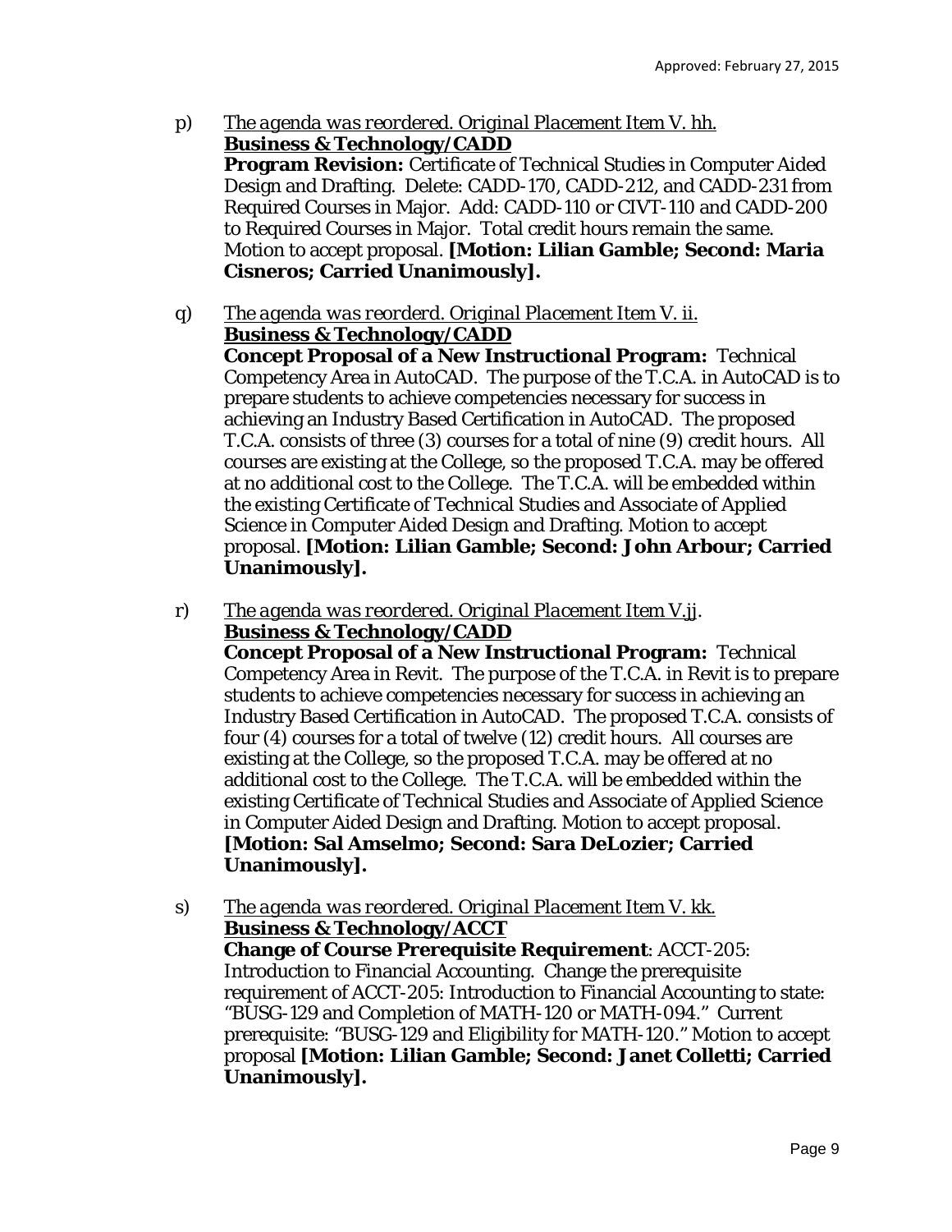p) *The agenda was reordered. Original Placement Item V. hh.*
   **Business & Technology/CADD**
   **Program Revision:** Certificate of Technical Studies in Computer Aided Design and Drafting. Delete: CADD-170, CADD-212, and CADD-231 from Required Courses in Major. Add: CADD-110 or CIVT-110 and CADD-200 to Required Courses in Major. Total credit hours remain the same. Motion to accept proposal. **[Motion: Lilian Gamble; Second: Maria Cisneros; Carried Unanimously].**

q) *The agenda was reorderd. Original Placement Item V. ii.*
   **Business & Technology/CADD**
   **Concept Proposal of a New Instructional Program:** Technical Competency Area in AutoCAD. The purpose of the T.C.A. in AutoCAD is to prepare students to achieve competencies necessary for success in achieving an Industry Based Certification in AutoCAD. The proposed T.C.A. consists of three (3) courses for a total of nine (9) credit hours. All courses are existing at the College, so the proposed T.C.A. may be offered at no additional cost to the College. The T.C.A. will be embedded within the existing Certificate of Technical Studies and Associate of Applied Science in Computer Aided Design and Drafting. Motion to accept proposal. **[Motion: Lilian Gamble; Second: John Arbour; Carried Unanimously].**

r) *The agenda was reordered. Original Placement Item V.jj.*
   **Business & Technology/CADD**
   **Concept Proposal of a New Instructional Program:** Technical Competency Area in Revit. The purpose of the T.C.A. in Revit is to prepare students to achieve competencies necessary for success in achieving an Industry Based Certification in AutoCAD. The proposed T.C.A. consists of four (4) courses for a total of twelve (12) credit hours. All courses are existing at the College, so the proposed T.C.A. may be offered at no additional cost to the College. The T.C.A. will be embedded within the existing Certificate of Technical Studies and Associate of Applied Science in Computer Aided Design and Drafting. Motion to accept proposal. **[Motion: Sal Amselmo; Second: Sara DeLozier; Carried Unanimously].**

s) *The agenda was reordered. Original Placement Item V. kk.*
   **Business & Technology/ACCT**
   **Change of Course Prerequisite Requirement**: ACCT-205: Introduction to Financial Accounting. Change the prerequisite requirement of ACCT-205: Introduction to Financial Accounting to state: "BUSG-129 and Completion of MATH-120 or MATH-094." Current prerequisite: "BUSG-129 and Eligibility for MATH-120." Motion to accept proposal **[Motion: Lilian Gamble; Second: Janet Colletti; Carried Unanimously].**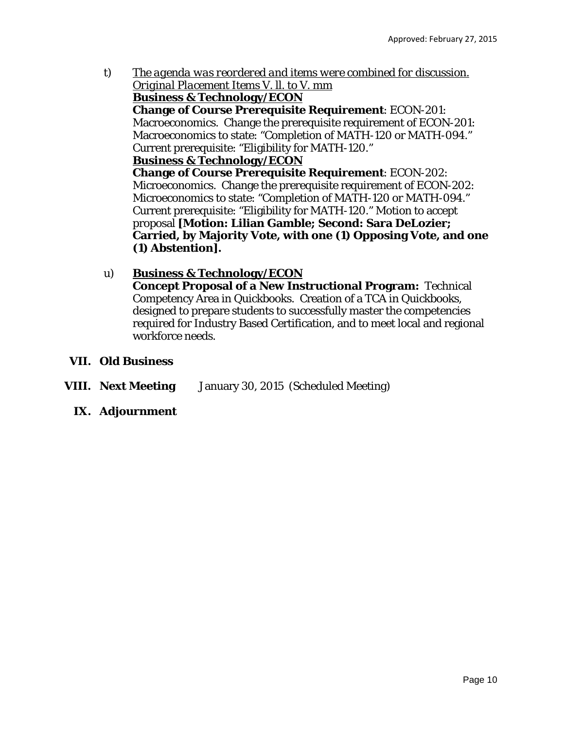Approved: February 27, 2015

t) *The agenda was reordered and items were combined for discussion. Original Placement Items V. ll. to V. mm*
**Business & Technology/ECON**
**Change of Course Prerequisite Requirement**: ECON-201: Macroeconomics. Change the prerequisite requirement of ECON-201: Macroeconomics to state: "Completion of MATH-120 or MATH-094." Current prerequisite: "Eligibility for MATH-120."
**Business & Technology/ECON**
**Change of Course Prerequisite Requirement**: ECON-202: Microeconomics. Change the prerequisite requirement of ECON-202: Microeconomics to state: "Completion of MATH-120 or MATH-094." Current prerequisite: "Eligibility for MATH-120." Motion to accept proposal **[Motion: Lilian Gamble; Second: Sara DeLozier; Carried, by Majority Vote, with one (1) Opposing Vote, and one (1) Abstention].**

u) **Business & Technology/ECON**
**Concept Proposal of a New Instructional Program:** Technical Competency Area in Quickbooks. Creation of a TCA in Quickbooks, designed to prepare students to successfully master the competencies required for Industry Based Certification, and to meet local and regional workforce needs.

## VII. Old Business

## VIII. Next Meeting

January 30, 2015 (Scheduled Meeting)

## IX. Adjournment